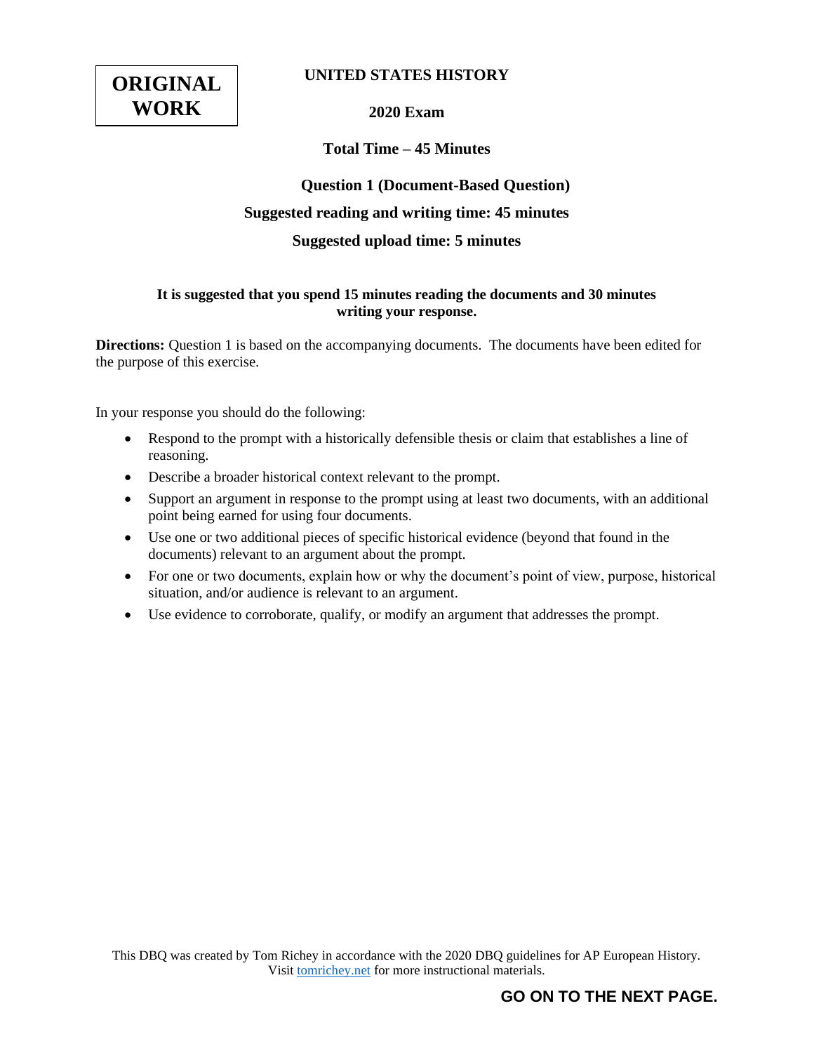**ORIGINAL WORK**

# UNITED STATES HISTORY

## 2020 Exam

### Total Time – 45 Minutes

### Question 1 (Document-Based Question)

**Suggested reading and writing time: 45 minutes**

**Suggested upload time: 5 minutes**

**It is suggested that you spend 15 minutes reading the documents and 30 minutes writing your response.**

**Directions:** Question 1 is based on the accompanying documents. The documents have been edited for the purpose of this exercise.

In your response you should do the following:

- Respond to the prompt with a historically defensible thesis or claim that establishes a line of reasoning.
- Describe a broader historical context relevant to the prompt.
- Support an argument in response to the prompt using at least two documents, with an additional point being earned for using four documents.
- Use one or two additional pieces of specific historical evidence (beyond that found in the documents) relevant to an argument about the prompt.
- For one or two documents, explain how or why the document's point of view, purpose, historical situation, and/or audience is relevant to an argument.
- Use evidence to corroborate, qualify, or modify an argument that addresses the prompt.

This DBQ was created by Tom Richey in accordance with the 2020 DBQ guidelines for AP European History. Visit tomrichey.net for more instructional materials.

**GO ON TO THE NEXT PAGE.**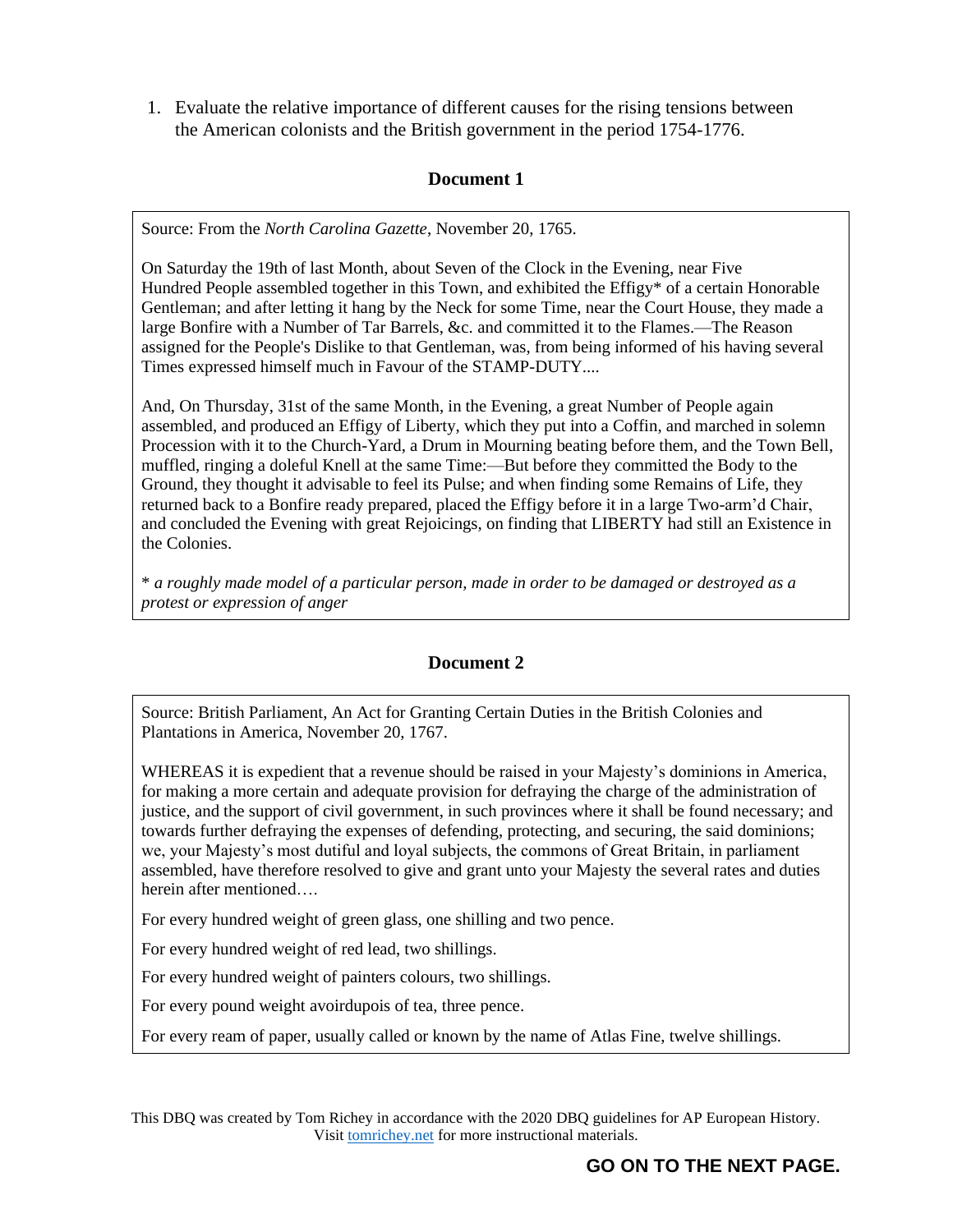1. Evaluate the relative importance of different causes for the rising tensions between the American colonists and the British government in the period 1754-1776.

## Document 1

Source: From the *North Carolina Gazette*, November 20, 1765.

On Saturday the 19th of last Month, about Seven of the Clock in the Evening, near Five Hundred People assembled together in this Town, and exhibited the Effigy* of a certain Honorable Gentleman; and after letting it hang by the Neck for some Time, near the Court House, they made a large Bonfire with a Number of Tar Barrels, &c. and committed it to the Flames.—The Reason assigned for the People's Dislike to that Gentleman, was, from being informed of his having several Times expressed himself much in Favour of the STAMP-DUTY....

And, On Thursday, 31st of the same Month, in the Evening, a great Number of People again assembled, and produced an Effigy of Liberty, which they put into a Coffin, and marched in solemn Procession with it to the Church-Yard, a Drum in Mourning beating before them, and the Town Bell, muffled, ringing a doleful Knell at the same Time:—But before they committed the Body to the Ground, they thought it advisable to feel its Pulse; and when finding some Remains of Life, they returned back to a Bonfire ready prepared, placed the Effigy before it in a large Two-arm'd Chair, and concluded the Evening with great Rejoicings, on finding that LIBERTY had still an Existence in the Colonies.

\* *a roughly made model of a particular person, made in order to be damaged or destroyed as a protest or expression of anger*

## Document 2

Source: British Parliament, An Act for Granting Certain Duties in the British Colonies and Plantations in America, November 20, 1767.

WHEREAS it is expedient that a revenue should be raised in your Majesty's dominions in America, for making a more certain and adequate provision for defraying the charge of the administration of justice, and the support of civil government, in such provinces where it shall be found necessary; and towards further defraying the expenses of defending, protecting, and securing, the said dominions; we, your Majesty's most dutiful and loyal subjects, the commons of Great Britain, in parliament assembled, have therefore resolved to give and grant unto your Majesty the several rates and duties herein after mentioned….

For every hundred weight of green glass, one shilling and two pence.

For every hundred weight of red lead, two shillings.

For every hundred weight of painters colours, two shillings.

For every pound weight avoirdupois of tea, three pence.

For every ream of paper, usually called or known by the name of Atlas Fine, twelve shillings.

This DBQ was created by Tom Richey in accordance with the 2020 DBQ guidelines for AP European History. Visit tomrichey.net for more instructional materials.

**GO ON TO THE NEXT PAGE.**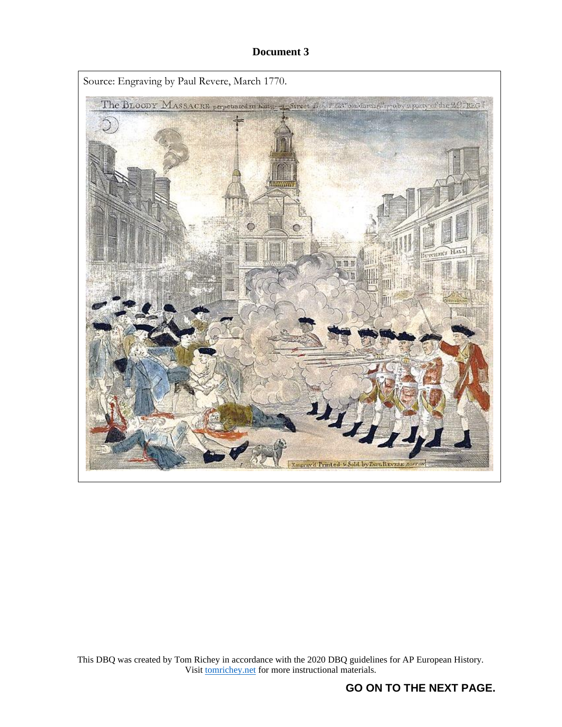# Document 3

Source: Engraving by Paul Revere, March 1770.

This DQB was created by Tom Richey in accordance with the 2020 DBQ guidelines for AP European History.
Visit tomrichey.net for more instructional materials.

**GO ON TO THE NEXT PAGE.**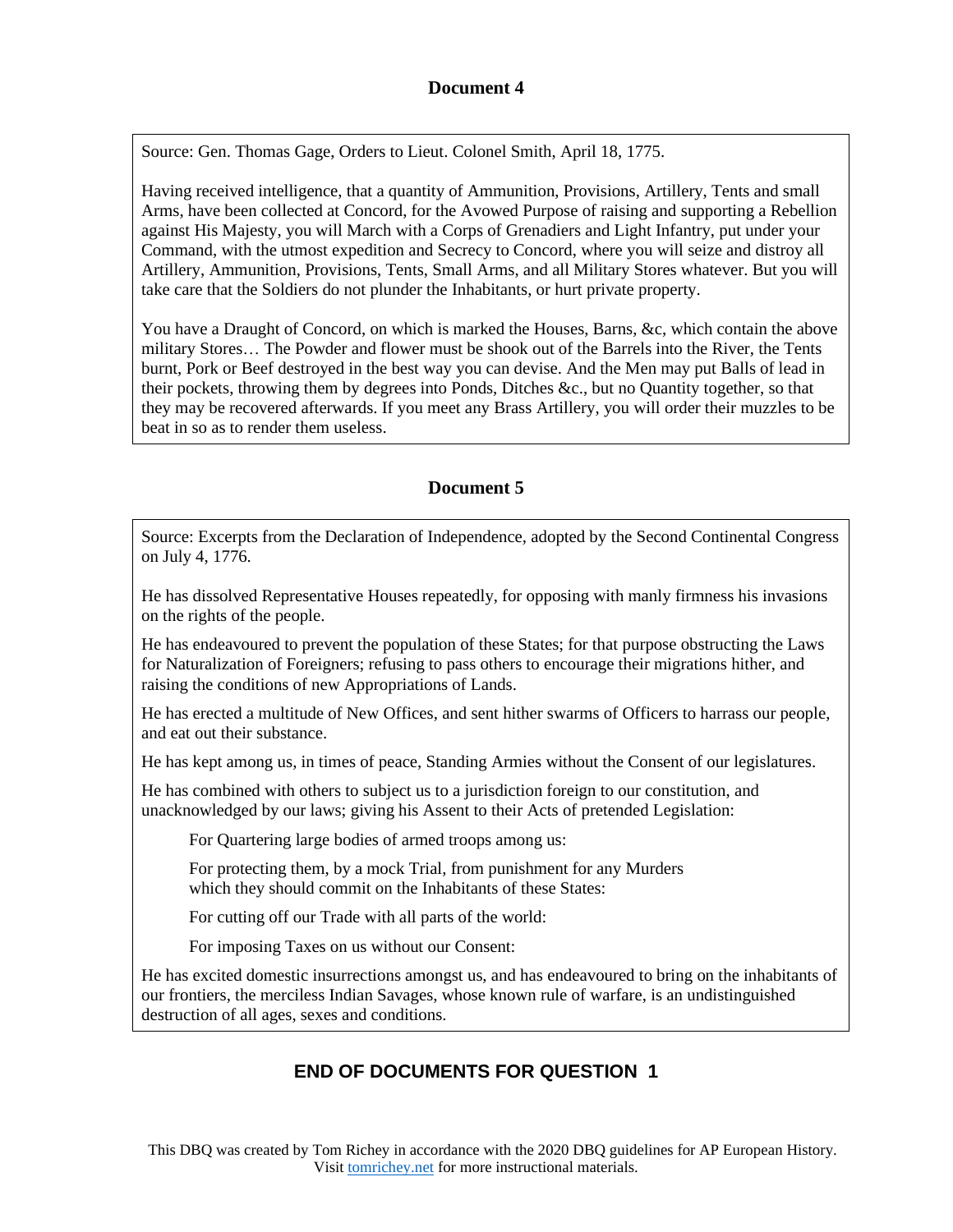## Document 4

Source: Gen. Thomas Gage, Orders to Lieut. Colonel Smith, April 18, 1775.

Having received intelligence, that a quantity of Ammunition, Provisions, Artillery, Tents and small Arms, have been collected at Concord, for the Avowed Purpose of raising and supporting a Rebellion against His Majesty, you will March with a Corps of Grenadiers and Light Infantry, put under your Command, with the utmost expedition and Secrecy to Concord, where you will seize and distroy all Artillery, Ammunition, Provisions, Tents, Small Arms, and all Military Stores whatever. But you will take care that the Soldiers do not plunder the Inhabitants, or hurt private property.

You have a Draught of Concord, on which is marked the Houses, Barns, &c, which contain the above military Stores… The Powder and flower must be shook out of the Barrels into the River, the Tents burnt, Pork or Beef destroyed in the best way you can devise. And the Men may put Balls of lead in their pockets, throwing them by degrees into Ponds, Ditches &c., but no Quantity together, so that they may be recovered afterwards. If you meet any Brass Artillery, you will order their muzzles to be beat in so as to render them useless.

## Document 5

Source: Excerpts from the Declaration of Independence, adopted by the Second Continental Congress on July 4, 1776.

He has dissolved Representative Houses repeatedly, for opposing with manly firmness his invasions on the rights of the people.

He has endeavoured to prevent the population of these States; for that purpose obstructing the Laws for Naturalization of Foreigners; refusing to pass others to encourage their migrations hither, and raising the conditions of new Appropriations of Lands.

He has erected a multitude of New Offices, and sent hither swarms of Officers to harrass our people, and eat out their substance.

He has kept among us, in times of peace, Standing Armies without the Consent of our legislatures.

He has combined with others to subject us to a jurisdiction foreign to our constitution, and unacknowledged by our laws; giving his Assent to their Acts of pretended Legislation:

> For Quartering large bodies of armed troops among us:
>
> For protecting them, by a mock Trial, from punishment for any Murders which they should commit on the Inhabitants of these States:
>
> For cutting off our Trade with all parts of the world:
>
> For imposing Taxes on us without our Consent:

He has excited domestic insurrections amongst us, and has endeavoured to bring on the inhabitants of our frontiers, the merciless Indian Savages, whose known rule of warfare, is an undistinguished destruction of all ages, sexes and conditions.

### END OF DOCUMENTS FOR QUESTION 1

This DBQ was created by Tom Richey in accordance with the 2020 DBQ guidelines for AP European History. Visit tomrichey.net for more instructional materials.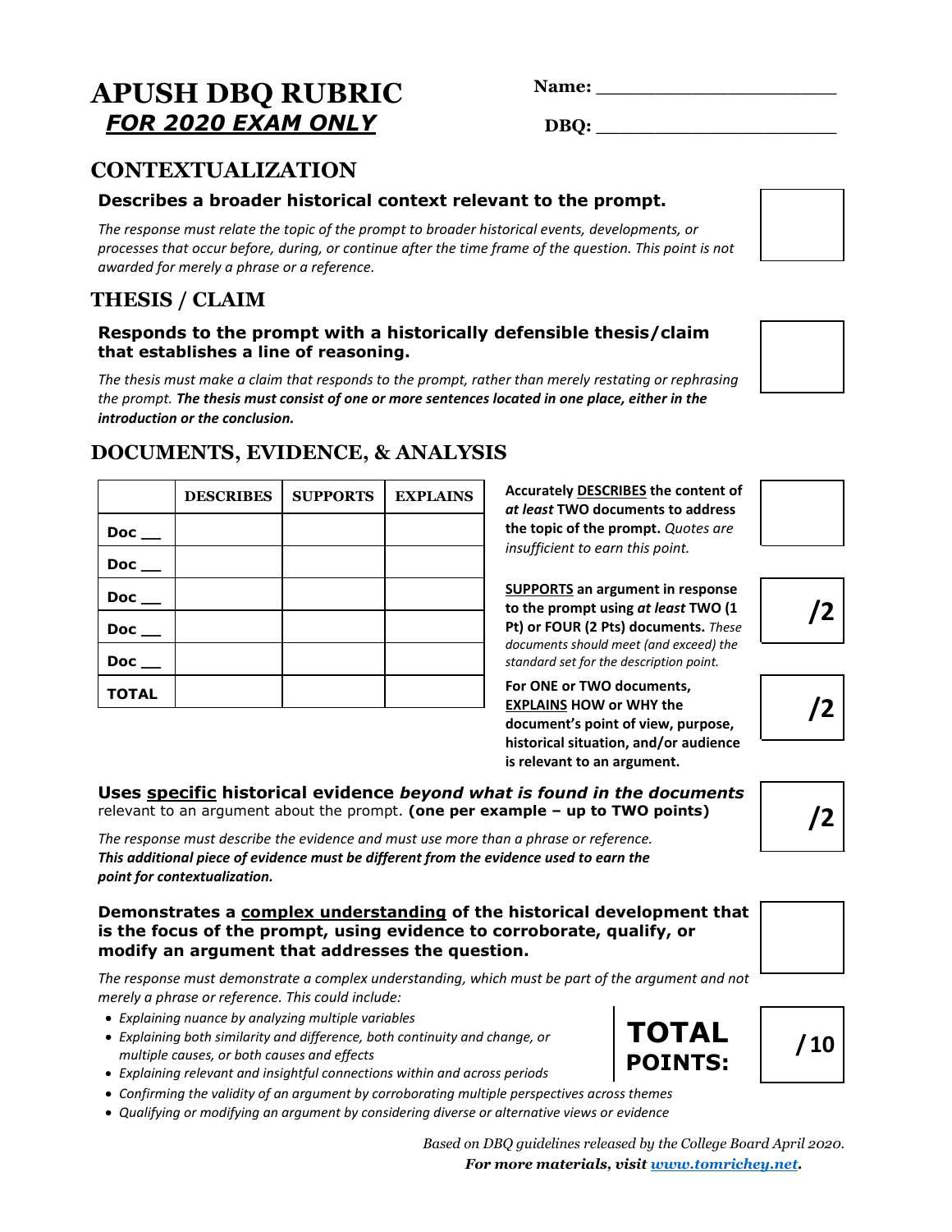# APUSH DBQ RUBRIC
## *FOR 2020 EXAM ONLY*

**Name:** ______________________

**DBQ:** ______________________

## CONTEXTUALIZATION

**Describes a broader historical context relevant to the prompt.**

*The response must relate the topic of the prompt to broader historical events, developments, or processes that occur before, during, or continue after the time frame of the question. This point is not awarded for merely a phrase or a reference.*

## THESIS / CLAIM

**Responds to the prompt with a historically defensible thesis/claim that establishes a line of reasoning.**

*The thesis must make a claim that responds to the prompt, rather than merely restating or rephrasing the prompt.* ***The thesis must consist of one or more sentences located in one place, either in the introduction or the conclusion.***

## DOCUMENTS, EVIDENCE, & ANALYSIS

| | DESCRIBES | SUPPORTS | EXPLAINS |
|---|---|---|---|
| Doc __ | | | |
| Doc __ | | | |
| Doc __ | | | |
| Doc __ | | | |
| Doc __ | | | |
| TOTAL | | | |

**Accurately DESCRIBES the content of *at least* TWO documents to address the topic of the prompt.** *Quotes are insufficient to earn this point.*

**SUPPORTS an argument in response to the prompt using *at least* TWO (1 Pt) or FOUR (2 Pts) documents.** *These documents should meet (and exceed) the standard set for the description point.* **/2**

**For ONE or TWO documents, EXPLAINS HOW or WHY the document's point of view, purpose, historical situation, and/or audience is relevant to an argument.** **/2**

**Uses specific historical evidence *beyond what is found in the documents*** relevant to an argument about the prompt. **(one per example – up to TWO points)** **/2**

*The response must describe the evidence and must use more than a phrase or reference.* ***This additional piece of evidence must be different from the evidence used to earn the point for contextualization.***

**Demonstrates a complex understanding of the historical development that is the focus of the prompt, using evidence to corroborate, qualify, or modify an argument that addresses the question.**

*The response must demonstrate a complex understanding, which must be part of the argument and not merely a phrase or reference. This could include:*

- *Explaining nuance by analyzing multiple variables*
- *Explaining both similarity and difference, both continuity and change, or multiple causes, or both causes and effects*
- *Explaining relevant and insightful connections within and across periods*
- *Confirming the validity of an argument by corroborating multiple perspectives across themes*
- *Qualifying or modifying an argument by considering diverse or alternative views or evidence*

**TOTAL POINTS:** **/10**

*Based on DBQ guidelines released by the College Board April 2020.*
***For more materials, visit www.tomrichey.net.***